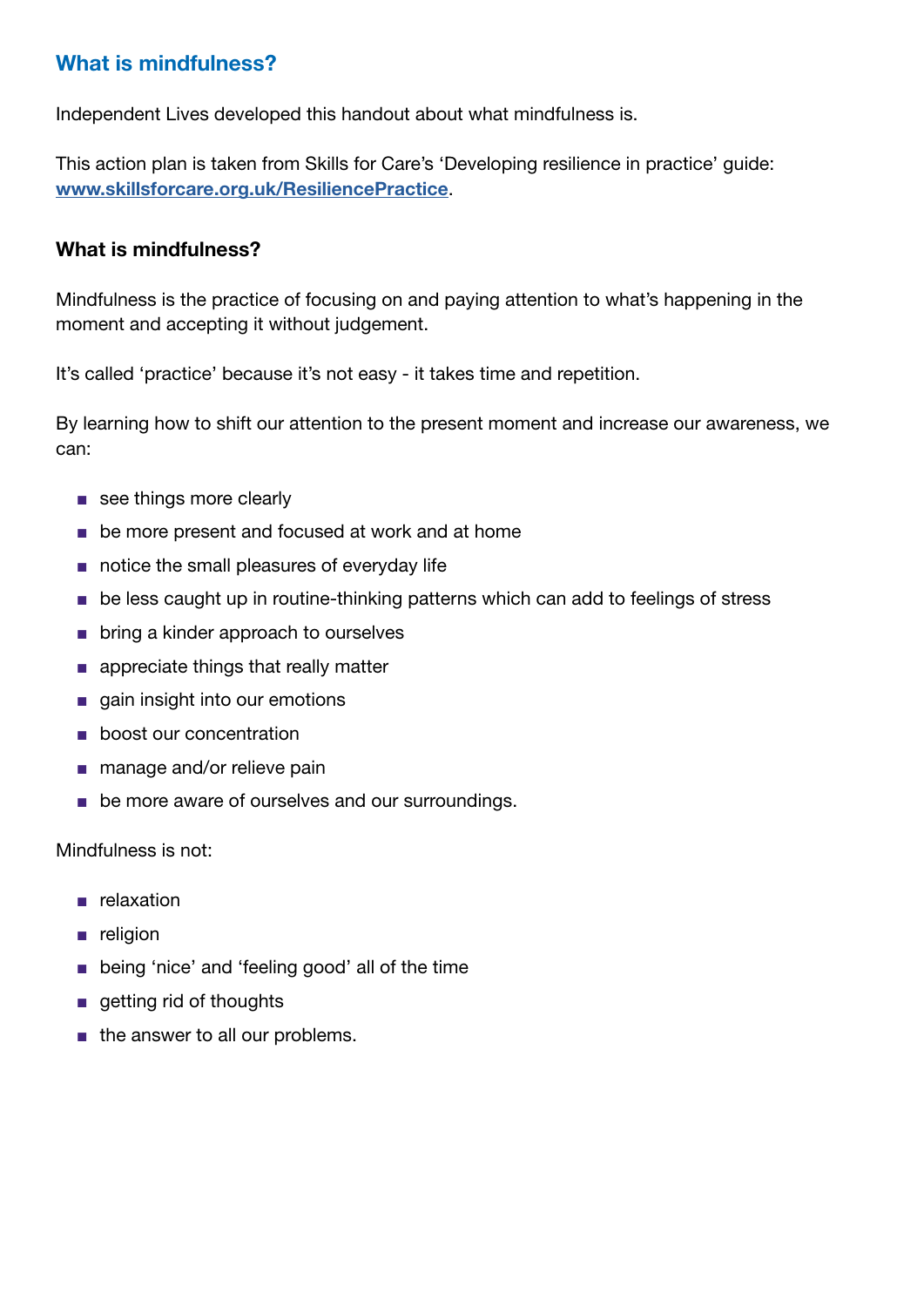## What is mindfulness?

Independent Lives developed this handout about what mindfulness is.

This action plan is taken from Skills for Care's 'Developing resilience in practice' guide: **www.skillsforcare.org.uk/ResiliencePractice**.

### What is mindfulness?

Mindfulness is the practice of focusing on and paying attention to what's happening in the moment and accepting it without judgement.

It's called 'practice' because it's not easy - it takes time and repetition.

By learning how to shift our attention to the present moment and increase our awareness, we can:

- see things more clearly
- be more present and focused at work and at home
- notice the small pleasures of everyday life
- be less caught up in routine-thinking patterns which can add to feelings of stress
- bring a kinder approach to ourselves
- appreciate things that really matter
- gain insight into our emotions
- boost our concentration
- manage and/or relieve pain
- be more aware of ourselves and our surroundings.

Mindfulness is not:

- relaxation
- religion
- being 'nice' and 'feeling good' all of the time
- getting rid of thoughts
- the answer to all our problems.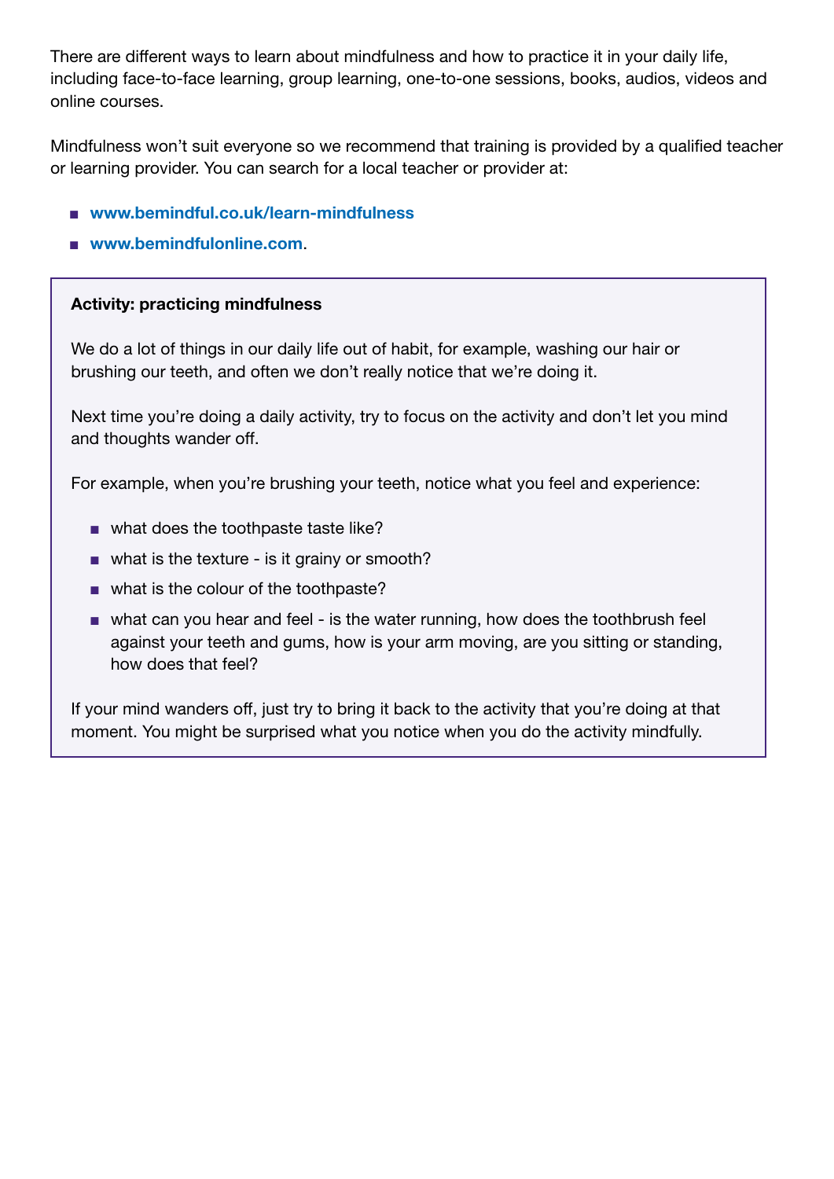There are different ways to learn about mindfulness and how to practice it in your daily life, including face-to-face learning, group learning, one-to-one sessions, books, audios, videos and online courses.

Mindfulness won't suit everyone so we recommend that training is provided by a qualified teacher or learning provider. You can search for a local teacher or provider at:

- **www.bemindful.co.uk/learn-mindfulness**
- **www.bemindfulonline.com**.

**Activity: practicing mindfulness**

We do a lot of things in our daily life out of habit, for example, washing our hair or brushing our teeth, and often we don't really notice that we're doing it.

Next time you're doing a daily activity, try to focus on the activity and don't let you mind and thoughts wander off.

For example, when you're brushing your teeth, notice what you feel and experience:

- what does the toothpaste taste like?
- what is the texture - is it grainy or smooth?
- what is the colour of the toothpaste?
- what can you hear and feel - is the water running, how does the toothbrush feel against your teeth and gums, how is your arm moving, are you sitting or standing, how does that feel?

If your mind wanders off, just try to bring it back to the activity that you're doing at that moment. You might be surprised what you notice when you do the activity mindfully.